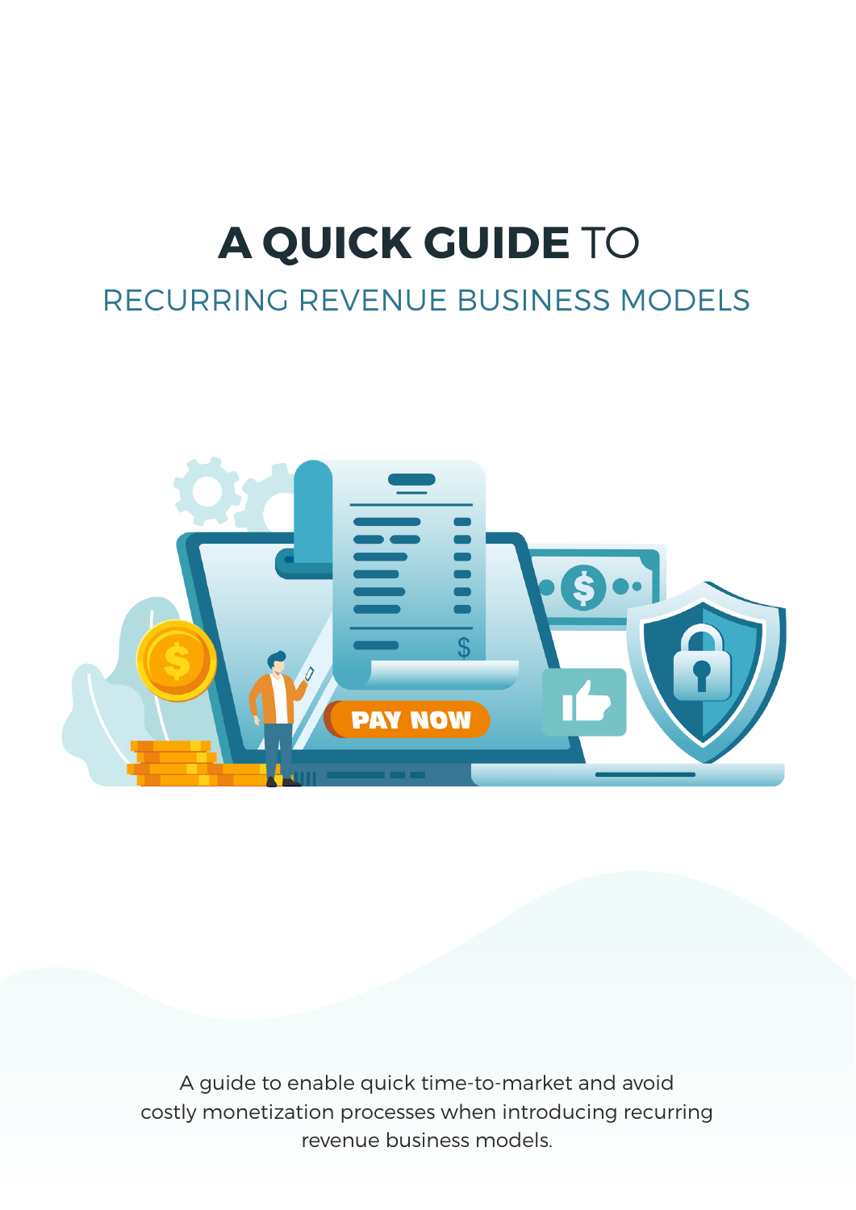# A QUICK GUIDE TO

## RECURRING REVENUE BUSINESS MODELS

A guide to enable quick time-to-market and avoid costly monetization processes when introducing recurring revenue business models.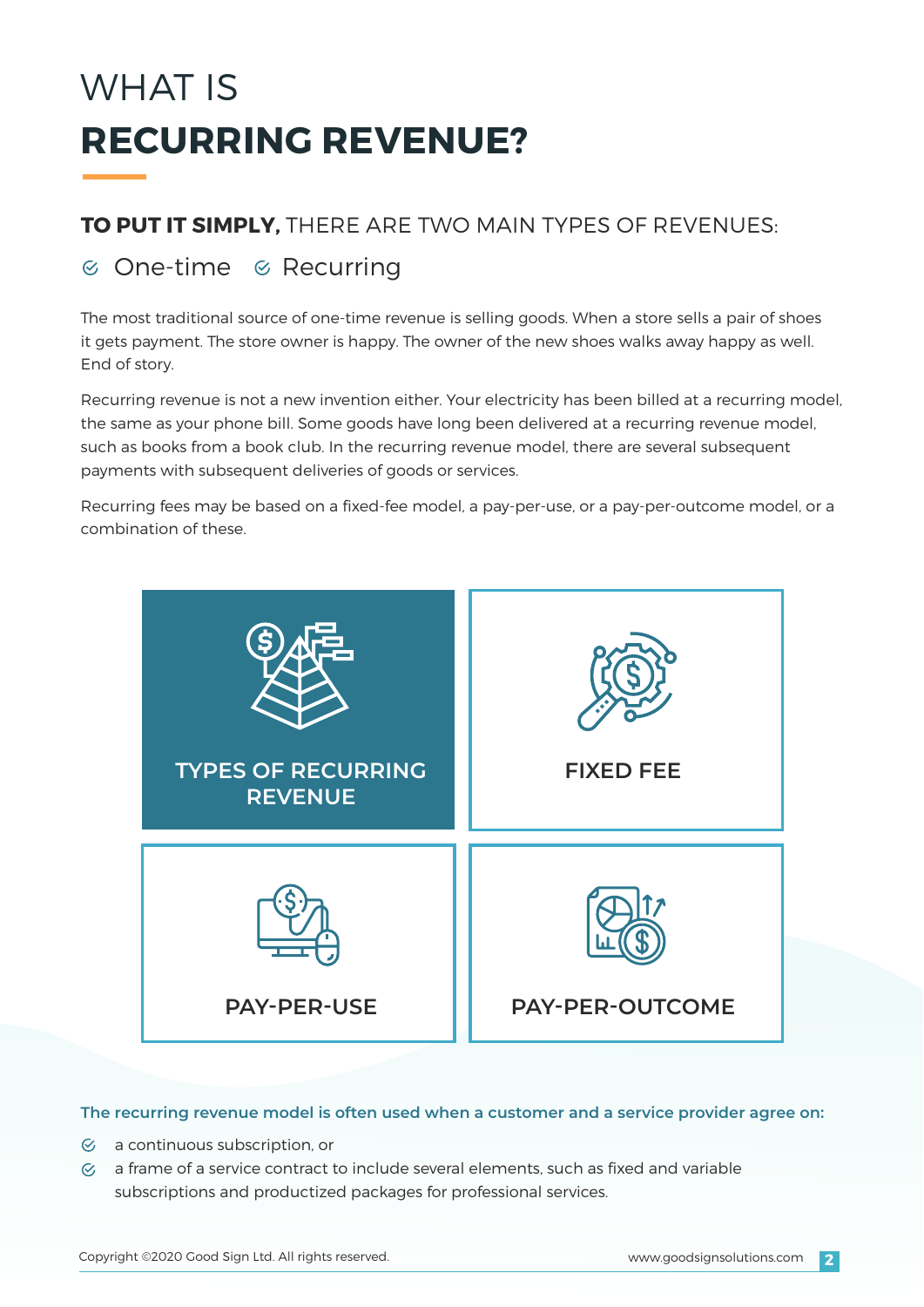# WHAT IS **RECURRING REVENUE?**

**TO PUT IT SIMPLY,** THERE ARE TWO MAIN TYPES OF REVENUES:

- One-time
- Recurring

The most traditional source of one-time revenue is selling goods. When a store sells a pair of shoes it gets payment. The store owner is happy. The owner of the new shoes walks away happy as well. End of story.

Recurring revenue is not a new invention either. Your electricity has been billed at a recurring model, the same as your phone bill. Some goods have long been delivered at a recurring revenue model, such as books from a book club. In the recurring revenue model, there are several subsequent payments with subsequent deliveries of goods or services.

Recurring fees may be based on a fixed-fee model, a pay-per-use, or a pay-per-outcome model, or a combination of these.

**TYPES OF RECURRING REVENUE**

- FIXED FEE
- PAY-PER-USE
- PAY-PER-OUTCOME

**The recurring revenue model is often used when a customer and a service provider agree on:**

- a continuous subscription, or
- a frame of a service contract to include several elements, such as fixed and variable subscriptions and productized packages for professional services.

Copyright ©2020 Good Sign Ltd. All rights reserved. www.goodsignsolutions.com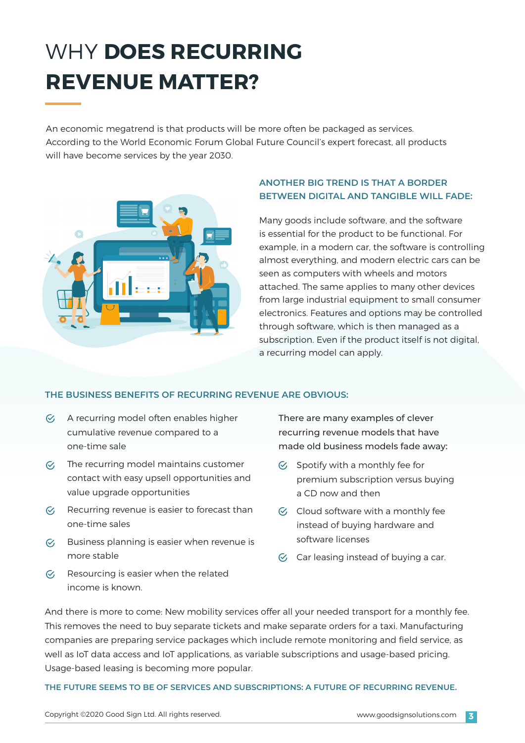# WHY **DOES RECURRING REVENUE MATTER?**

An economic megatrend is that products will be more often be packaged as services. According to the World Economic Forum Global Future Council's expert forecast, all products will have become services by the year 2030.

## ANOTHER BIG TREND IS THAT A BORDER BETWEEN DIGITAL AND TANGIBLE WILL FADE:

Many goods include software, and the software is essential for the product to be functional. For example, in a modern car, the software is controlling almost everything, and modern electric cars can be seen as computers with wheels and motors attached. The same applies to many other devices from large industrial equipment to small consumer electronics. Features and options may be controlled through software, which is then managed as a subscription. Even if the product itself is not digital, a recurring model can apply.

## THE BUSINESS BENEFITS OF RECURRING REVENUE ARE OBVIOUS:

- A recurring model often enables higher cumulative revenue compared to a one-time sale
- The recurring model maintains customer contact with easy upsell opportunities and value upgrade opportunities
- Recurring revenue is easier to forecast than one-time sales
- Business planning is easier when revenue is more stable
- Resourcing is easier when the related income is known.

There are many examples of clever recurring revenue models that have made old business models fade away:

- Spotify with a monthly fee for premium subscription versus buying a CD now and then
- Cloud software with a monthly fee instead of buying hardware and software licenses
- Car leasing instead of buying a car.

And there is more to come: New mobility services offer all your needed transport for a monthly fee. This removes the need to buy separate tickets and make separate orders for a taxi. Manufacturing companies are preparing service packages which include remote monitoring and field service, as well as IoT data access and IoT applications, as variable subscriptions and usage-based pricing. Usage-based leasing is becoming more popular.

**THE FUTURE SEEMS TO BE OF SERVICES AND SUBSCRIPTIONS: A FUTURE OF RECURRING REVENUE.**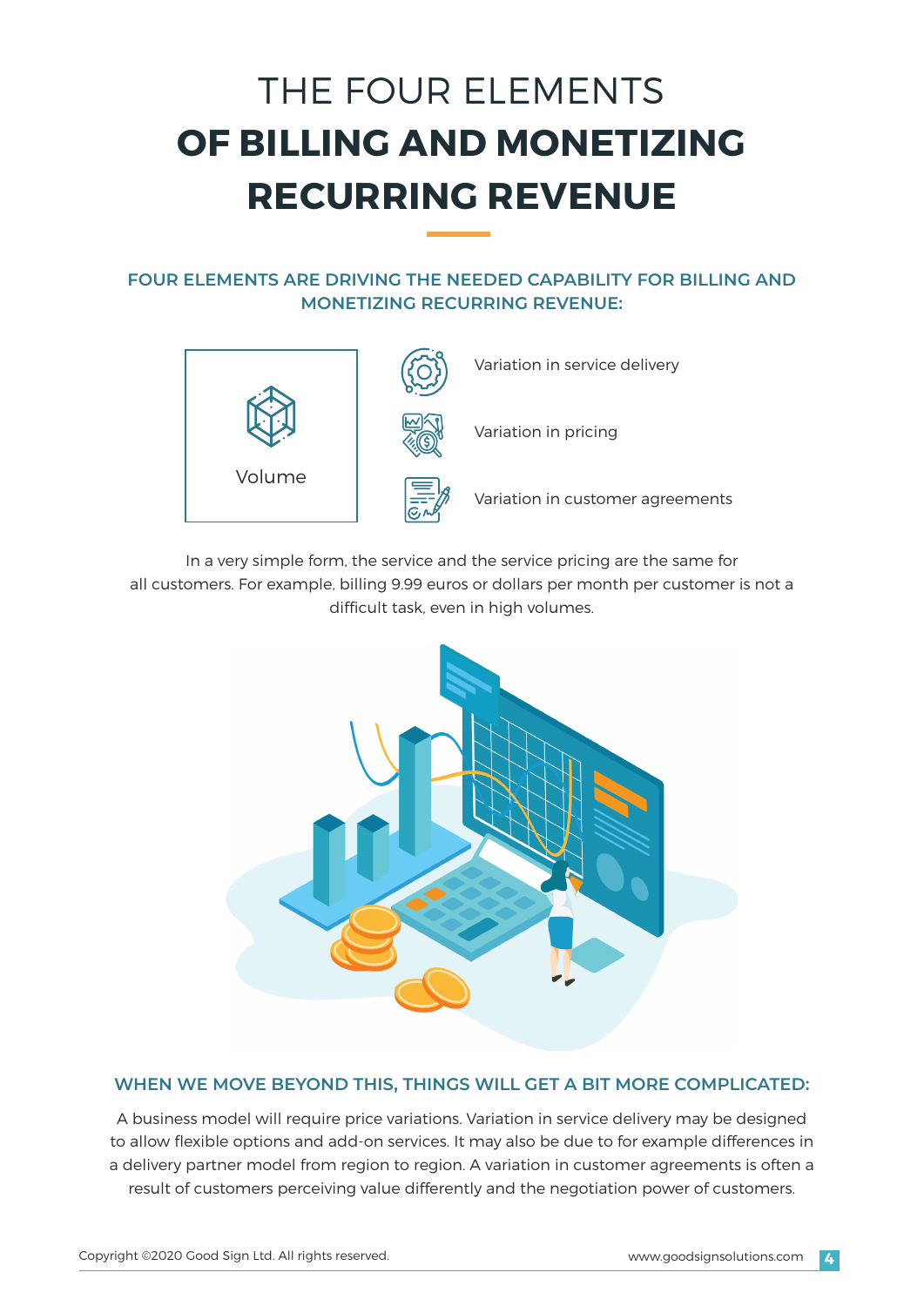# THE FOUR ELEMENTS **OF BILLING AND MONETIZING RECURRING REVENUE**

## FOUR ELEMENTS ARE DRIVING THE NEEDED CAPABILITY FOR BILLING AND MONETIZING RECURRING REVENUE:

- Volume
- Variation in service delivery
- Variation in pricing
- Variation in customer agreements

In a very simple form, the service and the service pricing are the same for all customers. For example, billing 9.99 euros or dollars per month per customer is not a difficult task, even in high volumes.

## WHEN WE MOVE BEYOND THIS, THINGS WILL GET A BIT MORE COMPLICATED:

A business model will require price variations. Variation in service delivery may be designed to allow flexible options and add-on services. It may also be due to for example differences in a delivery partner model from region to region. A variation in customer agreements is often a result of customers perceiving value differently and the negotiation power of customers.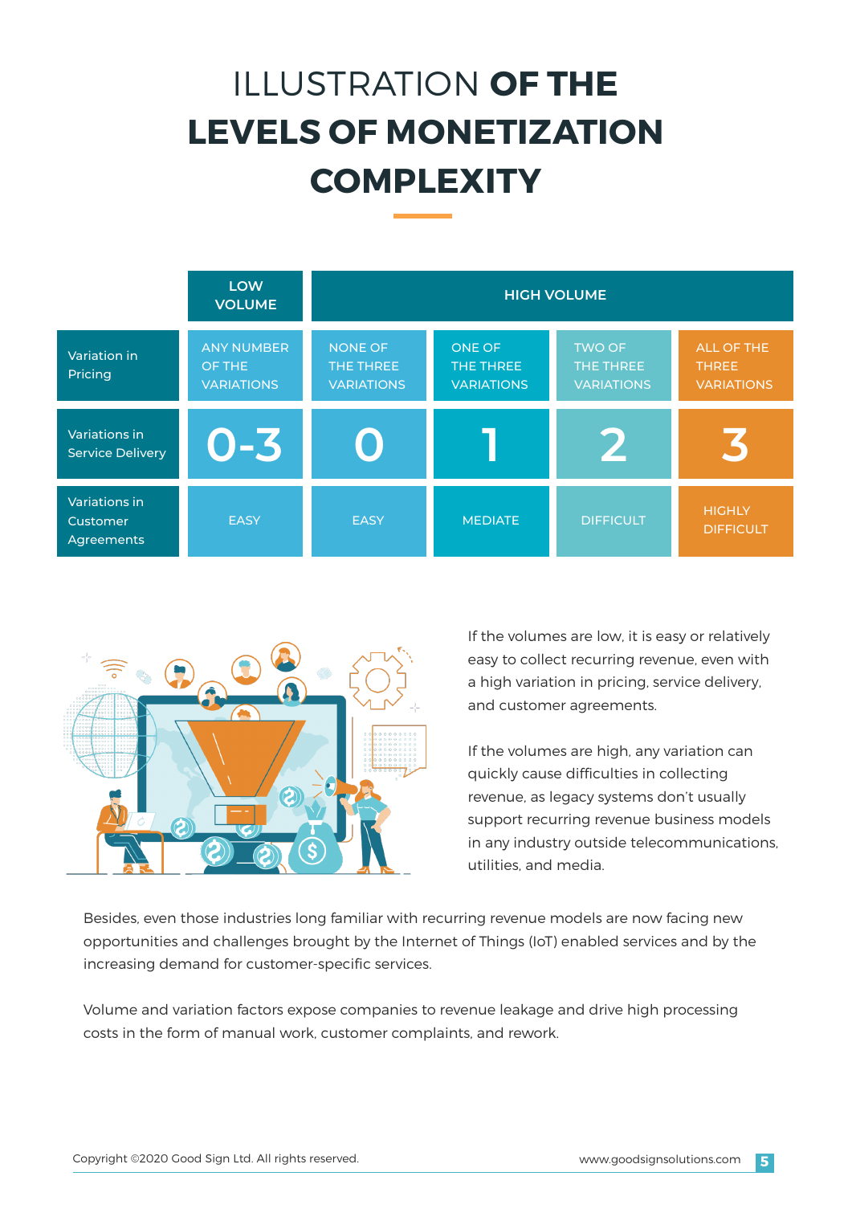# ILLUSTRATION **OF THE LEVELS OF MONETIZATION COMPLEXITY**

| | LOW VOLUME | HIGH VOLUME | | | |
|---|---|---|---|---|---|
| Variation in Pricing | ANY NUMBER OF THE VARIATIONS | NONE OF THE THREE VARIATIONS | ONE OF THE THREE VARIATIONS | TWO OF THE THREE VARIATIONS | ALL OF THE THREE VARIATIONS |
| Variations in Service Delivery | 0-3 | 0 | 1 | 2 | 3 |
| Variations in Customer Agreements | EASY | EASY | MEDIATE | DIFFICULT | HIGHLY DIFFICULT |

If the volumes are low, it is easy or relatively easy to collect recurring revenue, even with a high variation in pricing, service delivery, and customer agreements.

If the volumes are high, any variation can quickly cause difficulties in collecting revenue, as legacy systems don't usually support recurring revenue business models in any industry outside telecommunications, utilities, and media.

Besides, even those industries long familiar with recurring revenue models are now facing new opportunities and challenges brought by the Internet of Things (IoT) enabled services and by the increasing demand for customer-specific services.

Volume and variation factors expose companies to revenue leakage and drive high processing costs in the form of manual work, customer complaints, and rework.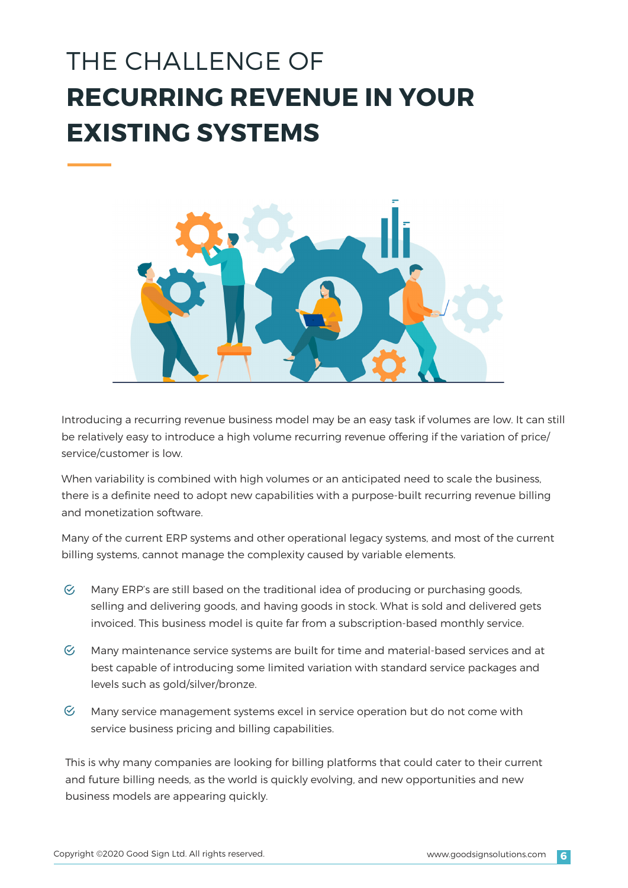# THE CHALLENGE OF **RECURRING REVENUE IN YOUR EXISTING SYSTEMS**

Introducing a recurring revenue business model may be an easy task if volumes are low. It can still be relatively easy to introduce a high volume recurring revenue offering if the variation of price/service/customer is low.

When variability is combined with high volumes or an anticipated need to scale the business, there is a definite need to adopt new capabilities with a purpose-built recurring revenue billing and monetization software.

Many of the current ERP systems and other operational legacy systems, and most of the current billing systems, cannot manage the complexity caused by variable elements.

- Many ERP's are still based on the traditional idea of producing or purchasing goods, selling and delivering goods, and having goods in stock. What is sold and delivered gets invoiced. This business model is quite far from a subscription-based monthly service.
- Many maintenance service systems are built for time and material-based services and at best capable of introducing some limited variation with standard service packages and levels such as gold/silver/bronze.
- Many service management systems excel in service operation but do not come with service business pricing and billing capabilities.

This is why many companies are looking for billing platforms that could cater to their current and future billing needs, as the world is quickly evolving, and new opportunities and new business models are appearing quickly.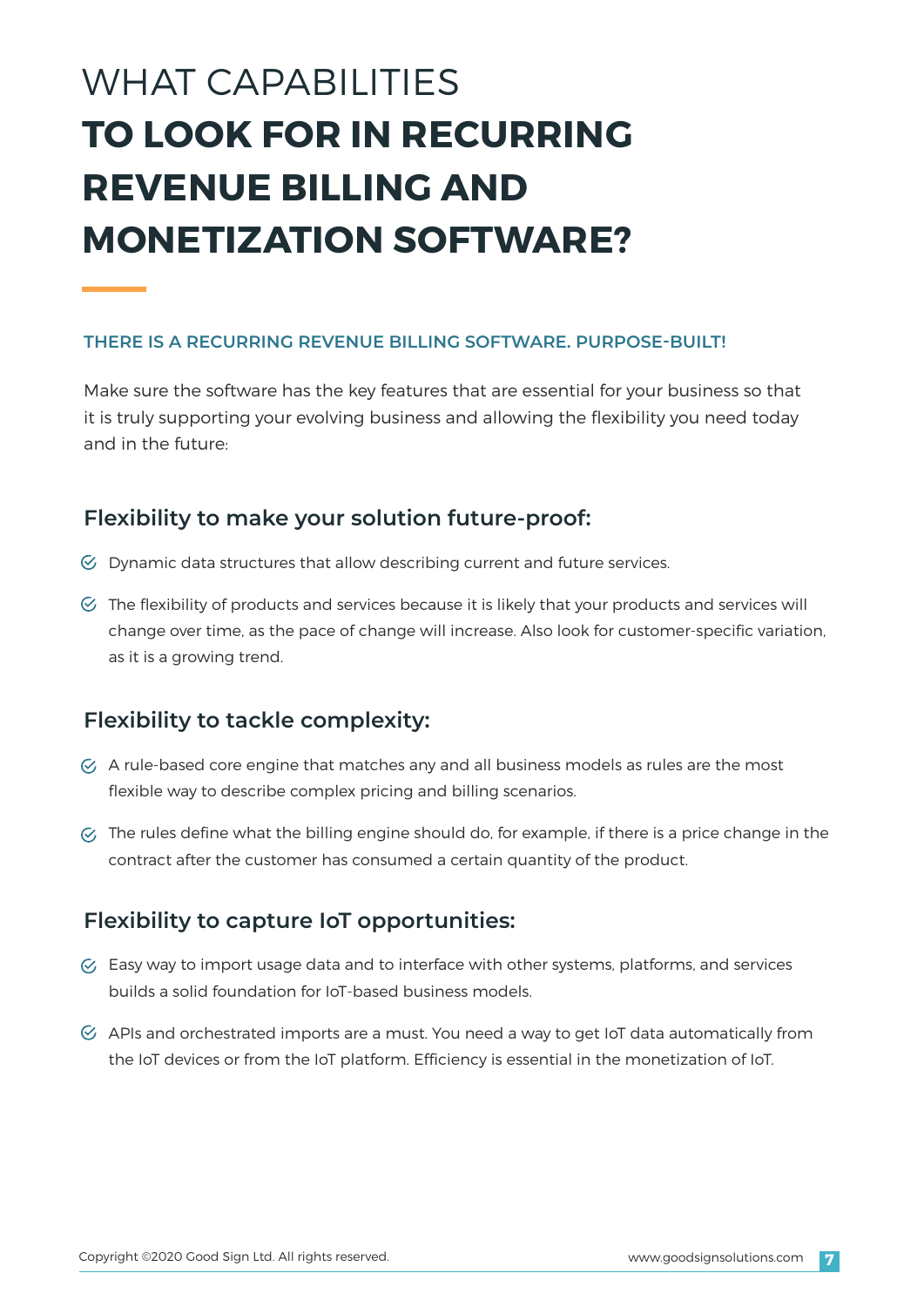# WHAT CAPABILITIES **TO LOOK FOR IN RECURRING REVENUE BILLING AND MONETIZATION SOFTWARE?**

### THERE IS A RECURRING REVENUE BILLING SOFTWARE. PURPOSE-BUILT!

Make sure the software has the key features that are essential for your business so that it is truly supporting your evolving business and allowing the flexibility you need today and in the future:

## Flexibility to make your solution future-proof:

- Dynamic data structures that allow describing current and future services.
- The flexibility of products and services because it is likely that your products and services will change over time, as the pace of change will increase. Also look for customer-specific variation, as it is a growing trend.

## Flexibility to tackle complexity:

- A rule-based core engine that matches any and all business models as rules are the most flexible way to describe complex pricing and billing scenarios.
- The rules define what the billing engine should do, for example, if there is a price change in the contract after the customer has consumed a certain quantity of the product.

## Flexibility to capture IoT opportunities:

- Easy way to import usage data and to interface with other systems, platforms, and services builds a solid foundation for IoT-based business models.
- APIs and orchestrated imports are a must. You need a way to get IoT data automatically from the IoT devices or from the IoT platform. Efficiency is essential in the monetization of IoT.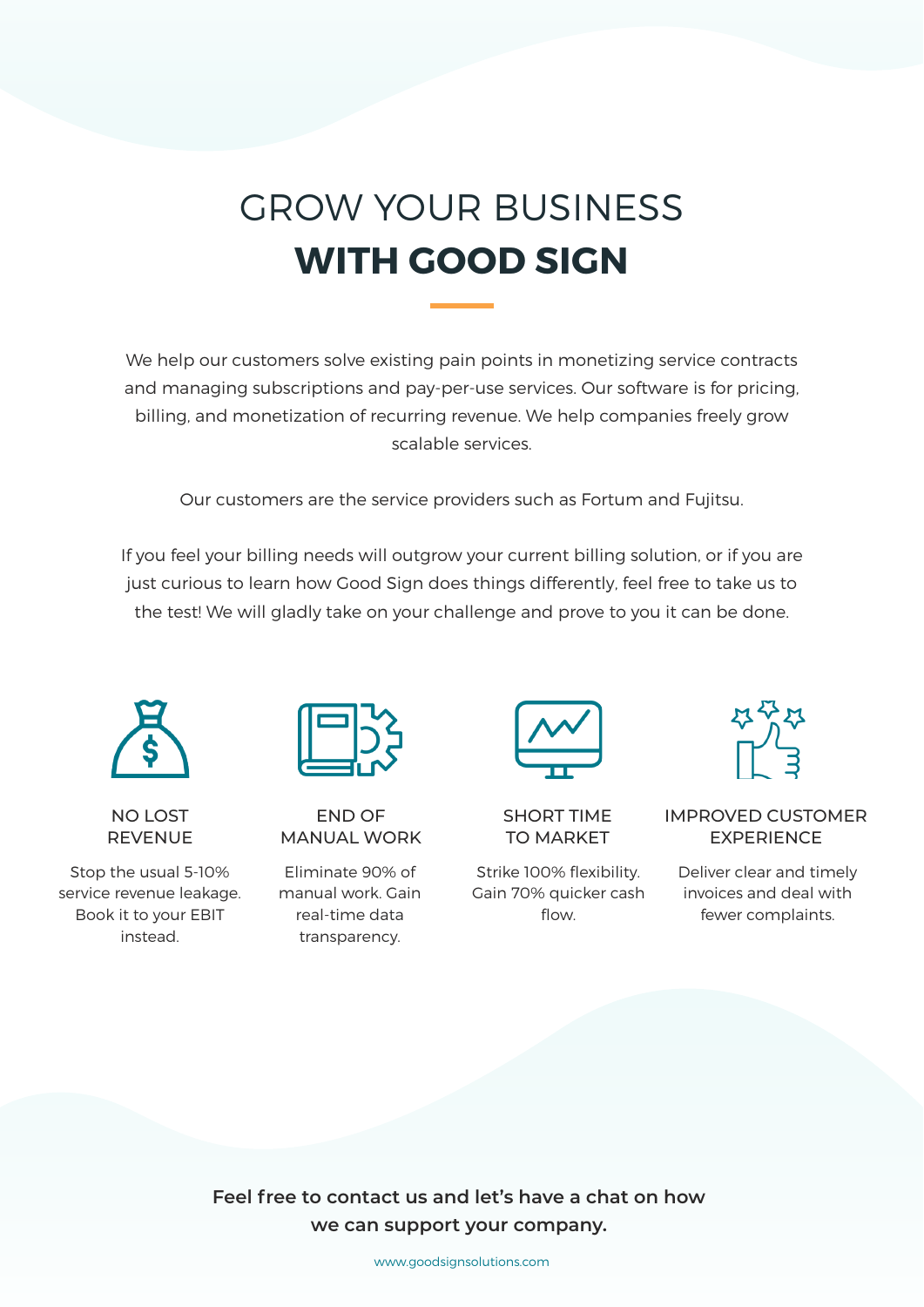# GROW YOUR BUSINESS **WITH GOOD SIGN**

We help our customers solve existing pain points in monetizing service contracts and managing subscriptions and pay-per-use services. Our software is for pricing, billing, and monetization of recurring revenue. We help companies freely grow scalable services.

Our customers are the service providers such as Fortum and Fujitsu.

If you feel your billing needs will outgrow your current billing solution, or if you are just curious to learn how Good Sign does things differently, feel free to take us to the test! We will gladly take on your challenge and prove to you it can be done.

### NO LOST REVENUE

Stop the usual 5-10% service revenue leakage. Book it to your EBIT instead.

### END OF MANUAL WORK

Eliminate 90% of manual work. Gain real-time data transparency.

### SHORT TIME TO MARKET

Strike 100% flexibility. Gain 70% quicker cash flow.

### IMPROVED CUSTOMER EXPERIENCE

Deliver clear and timely invoices and deal with fewer complaints.

**Feel free to contact us and let's have a chat on how we can support your company.**

www.goodsignsolutions.com